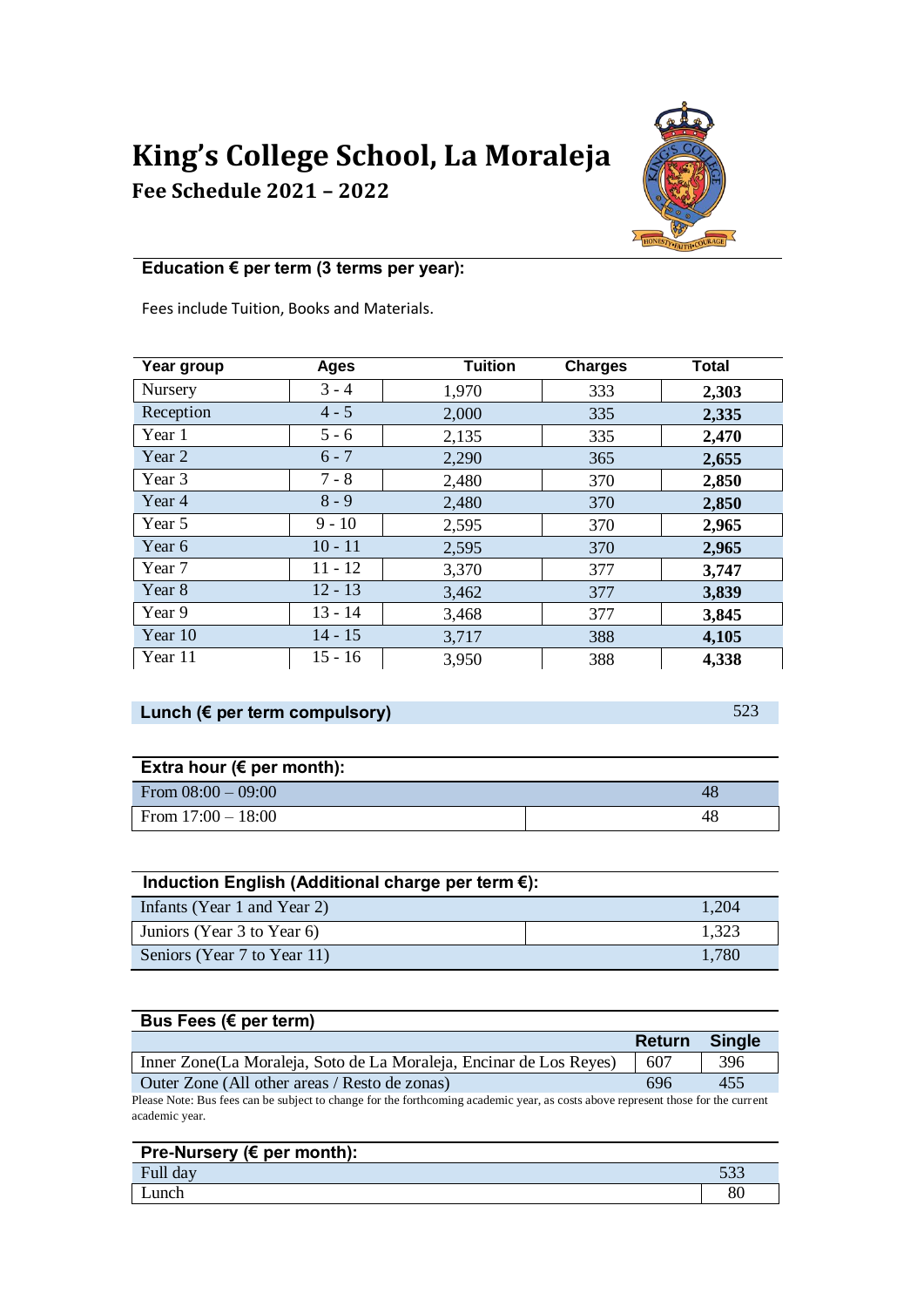// Fee schedule tables transcribed below
# King's College School, La Moraleja

## Fee Schedule 2021 – 2022

### Education € per term (3 terms per year):

Fees include Tuition, Books and Materials.

| Year group | Ages | Tuition | Charges | Total |
|---|---|---|---|---|
| Nursery | 3 - 4 | 1,970 | 333 | **2,303** |
| Reception | 4 - 5 | 2,000 | 335 | **2,335** |
| Year 1 | 5 - 6 | 2,135 | 335 | **2,470** |
| Year 2 | 6 - 7 | 2,290 | 365 | **2,655** |
| Year 3 | 7 - 8 | 2,480 | 370 | **2,850** |
| Year 4 | 8 - 9 | 2,480 | 370 | **2,850** |
| Year 5 | 9 - 10 | 2,595 | 370 | **2,965** |
| Year 6 | 10 - 11 | 2,595 | 370 | **2,965** |
| Year 7 | 11 - 12 | 3,370 | 377 | **3,747** |
| Year 8 | 12 - 13 | 3,462 | 377 | **3,839** |
| Year 9 | 13 - 14 | 3,468 | 377 | **3,845** |
| Year 10 | 14 - 15 | 3,717 | 388 | **4,105** |
| Year 11 | 15 - 16 | 3,950 | 388 | **4,338** |

| **Lunch (€ per term compulsory)** | 523 |
|---|---|

| **Extra hour (€ per month):** | |
|---|---|
| From 08:00 – 09:00 | 48 |
| From 17:00 – 18:00 | 48 |

| **Induction English (Additional charge per term €):** | |
|---|---|
| Infants (Year 1 and Year 2) | 1,204 |
| Juniors (Year 3 to Year 6) | 1,323 |
| Seniors (Year 7 to Year 11) | 1,780 |

| **Bus Fees (€ per term)** | | |
|---|---|---|
| | **Return** | **Single** |
| Inner Zone(La Moraleja, Soto de La Moraleja, Encinar de Los Reyes) | 607 | 396 |
| Outer Zone (All other areas / Resto de zonas) | 696 | 455 |

Please Note: Bus fees can be subject to change for the forthcoming academic year, as costs above represent those for the current academic year.

| **Pre-Nursery (€ per month):** | |
|---|---|
| Full day | 533 |
| Lunch | 80 |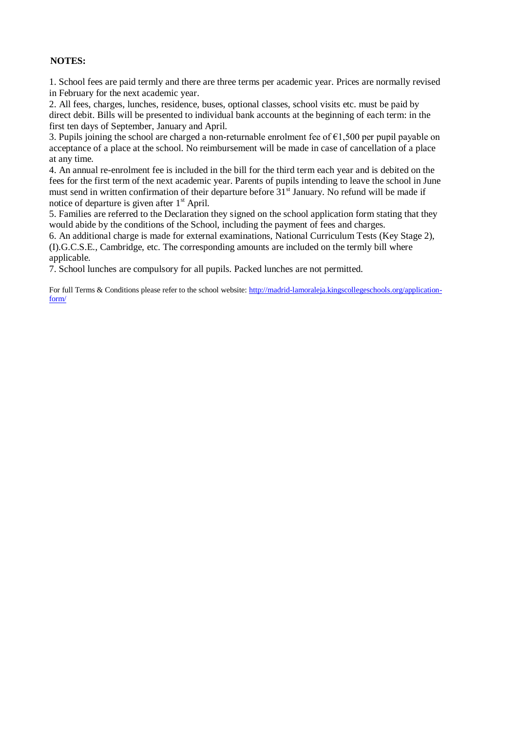**NOTES:**

1. School fees are paid termly and there are three terms per academic year. Prices are normally revised in February for the next academic year.
2. All fees, charges, lunches, residence, buses, optional classes, school visits etc. must be paid by direct debit. Bills will be presented to individual bank accounts at the beginning of each term: in the first ten days of September, January and April.
3. Pupils joining the school are charged a non-returnable enrolment fee of €1,500 per pupil payable on acceptance of a place at the school. No reimbursement will be made in case of cancellation of a place at any time.
4. An annual re-enrolment fee is included in the bill for the third term each year and is debited on the fees for the first term of the next academic year. Parents of pupils intending to leave the school in June must send in written confirmation of their departure before 31st January. No refund will be made if notice of departure is given after 1st April.
5. Families are referred to the Declaration they signed on the school application form stating that they would abide by the conditions of the School, including the payment of fees and charges.
6. An additional charge is made for external examinations, National Curriculum Tests (Key Stage 2), (I).G.C.S.E., Cambridge, etc. The corresponding amounts are included on the termly bill where applicable.
7. School lunches are compulsory for all pupils. Packed lunches are not permitted.

For full Terms & Conditions please refer to the school website: [http://madrid-lamoraleja.kingscollegeschools.org/application-form/](http://madrid-lamoraleja.kingscollegeschools.org/application-form/)